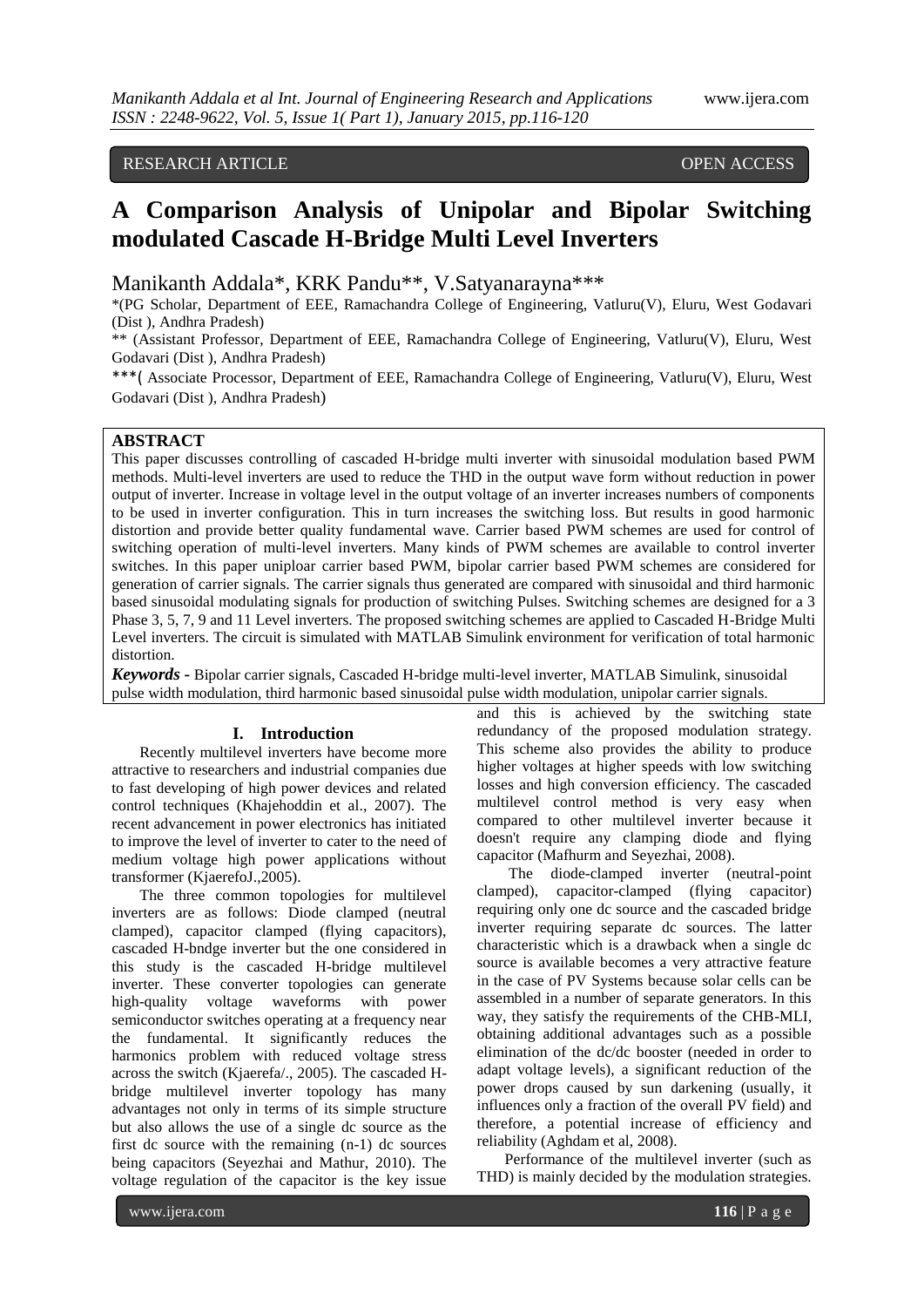RESEARCH ARTICLE OPEN ACCESS

# A Comparison Analysis of Unipolar and Bipolar Switching modulated Cascade H-Bridge Multi Level Inverters

Manikanth Addala*, KRK Pandu**, V.Satyanarayna***

*(PG Scholar, Department of EEE, Ramachandra College of Engineering, Vatluru(V), Eluru, West Godavari (Dist ), Andhra Pradesh)

** (Assistant Professor, Department of EEE, Ramachandra College of Engineering, Vatluru(V), Eluru, West Godavari (Dist ), Andhra Pradesh)

***( Associate Processor, Department of EEE, Ramachandra College of Engineering, Vatluru(V), Eluru, West Godavari (Dist ), Andhra Pradesh)

## ABSTRACT

This paper discusses controlling of cascaded H-bridge multi inverter with sinusoidal modulation based PWM methods. Multi-level inverters are used to reduce the THD in the output wave form without reduction in power output of inverter. Increase in voltage level in the output voltage of an inverter increases numbers of components to be used in inverter configuration. This in turn increases the switching loss. But results in good harmonic distortion and provide better quality fundamental wave. Carrier based PWM schemes are used for control of switching operation of multi-level inverters. Many kinds of PWM schemes are available to control inverter switches. In this paper uniploar carrier based PWM, bipolar carrier based PWM schemes are considered for generation of carrier signals. The carrier signals thus generated are compared with sinusoidal and third harmonic based sinusoidal modulating signals for production of switching Pulses. Switching schemes are designed for a 3 Phase 3, 5, 7, 9 and 11 Level inverters. The proposed switching schemes are applied to Cascaded H-Bridge Multi Level inverters. The circuit is simulated with MATLAB Simulink environment for verification of total harmonic distortion.

***Keywords -*** Bipolar carrier signals, Cascaded H-bridge multi-level inverter, MATLAB Simulink, sinusoidal pulse width modulation, third harmonic based sinusoidal pulse width modulation, unipolar carrier signals.

## I. Introduction

Recently multilevel inverters have become more attractive to researchers and industrial companies due to fast developing of high power devices and related control techniques (Khajehoddin et al., 2007). The recent advancement in power electronics has initiated to improve the level of inverter to cater to the need of medium voltage high power applications without transformer (KjaerefoJ.,2005).

The three common topologies for multilevel inverters are as follows: Diode clamped (neutral clamped), capacitor clamped (flying capacitors), cascaded H-bndge inverter but the one considered in this study is the cascaded H-bridge multilevel inverter. These converter topologies can generate high-quality voltage waveforms with power semiconductor switches operating at a frequency near the fundamental. It significantly reduces the harmonics problem with reduced voltage stress across the switch (Kjaerefa/., 2005). The cascaded H-bridge multilevel inverter topology has many advantages not only in terms of its simple structure but also allows the use of a single dc source as the first dc source with the remaining (n-1) dc sources being capacitors (Seyezhai and Mathur, 2010). The voltage regulation of the capacitor is the key issue and this is achieved by the switching state redundancy of the proposed modulation strategy. This scheme also provides the ability to produce higher voltages at higher speeds with low switching losses and high conversion efficiency. The cascaded multilevel control method is very easy when compared to other multilevel inverter because it doesn't require any clamping diode and flying capacitor (Mafhurm and Seyezhai, 2008).

The diode-clamped inverter (neutral-point clamped), capacitor-clamped (flying capacitor) requiring only one dc source and the cascaded bridge inverter requiring separate dc sources. The latter characteristic which is a drawback when a single dc source is available becomes a very attractive feature in the case of PV Systems because solar cells can be assembled in a number of separate generators. In this way, they satisfy the requirements of the CHB-MLI, obtaining additional advantages such as a possible elimination of the dc/dc booster (needed in order to adapt voltage levels), a significant reduction of the power drops caused by sun darkening (usually, it influences only a fraction of the overall PV field) and therefore, a potential increase of efficiency and reliability (Aghdam et al, 2008).

Performance of the multilevel inverter (such as THD) is mainly decided by the modulation strategies.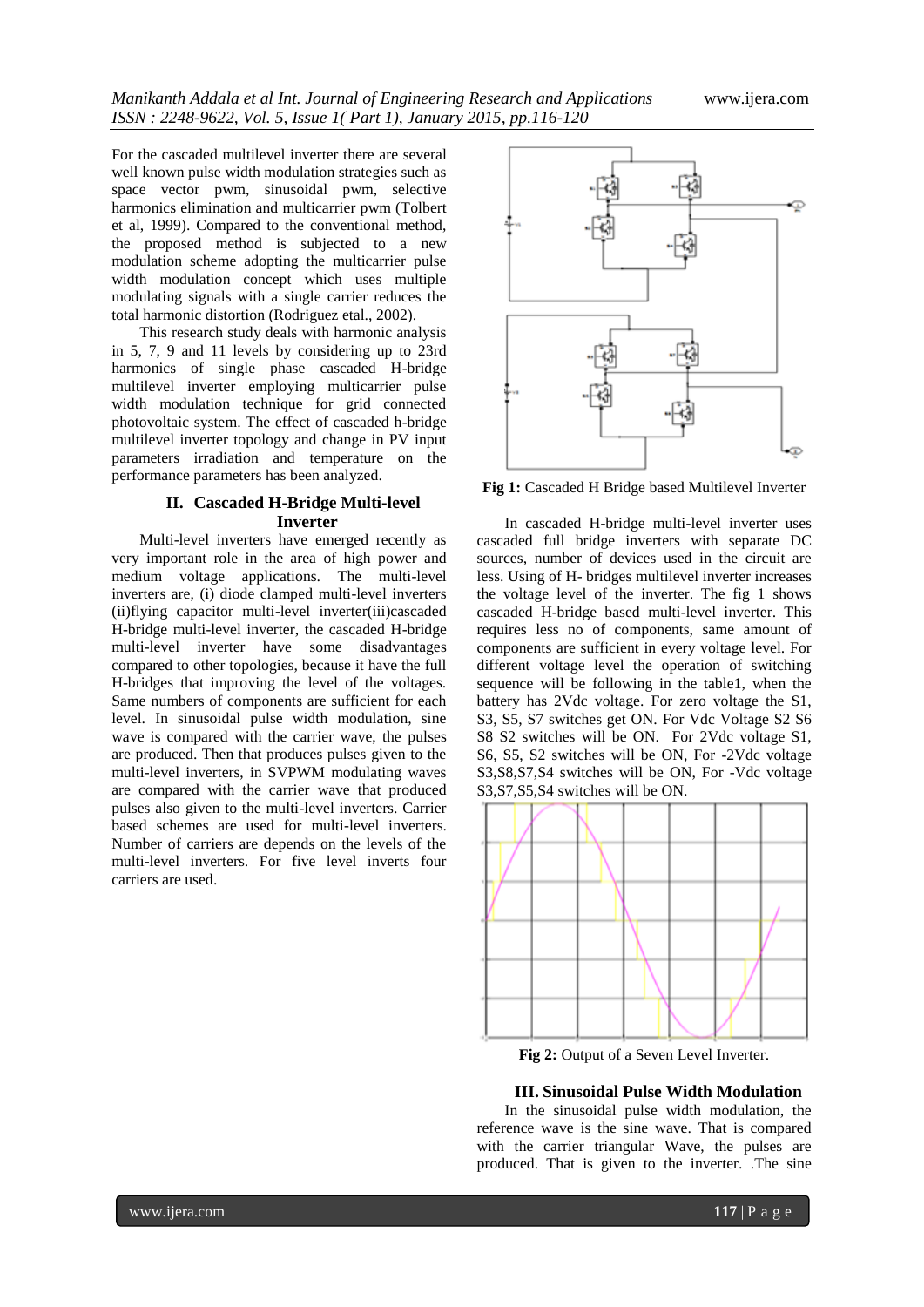For the cascaded multilevel inverter there are several well known pulse width modulation strategies such as space vector pwm, sinusoidal pwm, selective harmonics elimination and multicarrier pwm (Tolbert et al, 1999). Compared to the conventional method, the proposed method is subjected to a new modulation scheme adopting the multicarrier pulse width modulation concept which uses multiple modulating signals with a single carrier reduces the total harmonic distortion (Rodriguez etal., 2002).

This research study deals with harmonic analysis in 5, 7, 9 and 11 levels by considering up to 23rd harmonics of single phase cascaded H-bridge multilevel inverter employing multicarrier pulse width modulation technique for grid connected photovoltaic system. The effect of cascaded h-bridge multilevel inverter topology and change in PV input parameters irradiation and temperature on the performance parameters has been analyzed.

## II. Cascaded H-Bridge Multi-level Inverter

Multi-level inverters have emerged recently as very important role in the area of high power and medium voltage applications. The multi-level inverters are, (i) diode clamped multi-level inverters (ii)flying capacitor multi-level inverter(iii)cascaded H-bridge multi-level inverter, the cascaded H-bridge multi-level inverter have some disadvantages compared to other topologies, because it have the full H-bridges that improving the level of the voltages. Same numbers of components are sufficient for each level. In sinusoidal pulse width modulation, sine wave is compared with the carrier wave, the pulses are produced. Then that produces pulses given to the multi-level inverters, in SVPWM modulating waves are compared with the carrier wave that produced pulses also given to the multi-level inverters. Carrier based schemes are used for multi-level inverters. Number of carriers are depends on the levels of the multi-level inverters. For five level inverts four carriers are used.

**Fig 1:** Cascaded H Bridge based Multilevel Inverter

In cascaded H-bridge multi-level inverter uses cascaded full bridge inverters with separate DC sources, number of devices used in the circuit are less. Using of H- bridges multilevel inverter increases the voltage level of the inverter. The fig 1 shows cascaded H-bridge based multi-level inverter. This requires less no of components, same amount of components are sufficient in every voltage level. For different voltage level the operation of switching sequence will be following in the table1, when the battery has 2Vdc voltage. For zero voltage the S1, S3, S5, S7 switches get ON. For Vdc Voltage S2 S6 S8 S2 switches will be ON. For 2Vdc voltage S1, S6, S5, S2 switches will be ON, For -2Vdc voltage S3,S8,S7,S4 switches will be ON, For -Vdc voltage S3,S7,S5,S4 switches will be ON.

**Fig 2:** Output of a Seven Level Inverter.

## III. Sinusoidal Pulse Width Modulation

In the sinusoidal pulse width modulation, the reference wave is the sine wave. That is compared with the carrier triangular Wave, the pulses are produced. That is given to the inverter. .The sine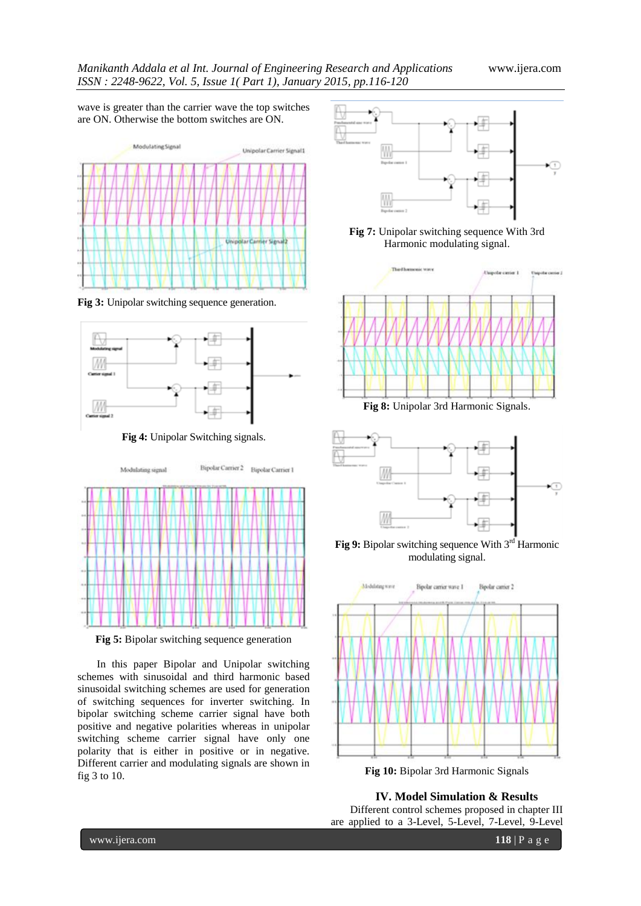wave is greater than the carrier wave the top switches are ON. Otherwise the bottom switches are ON.

**Fig 3:** Unipolar switching sequence generation.

**Fig 4:** Unipolar Switching signals.

**Fig 5:** Bipolar switching sequence generation

In this paper Bipolar and Unipolar switching schemes with sinusoidal and third harmonic based sinusoidal switching schemes are used for generation of switching sequences for inverter switching. In bipolar switching scheme carrier signal have both positive and negative polarities whereas in unipolar switching scheme carrier signal have only one polarity that is either in positive or in negative. Different carrier and modulating signals are shown in fig 3 to 10.

**Fig 7:** Unipolar switching sequence With 3rd Harmonic modulating signal.

**Fig 8:** Unipolar 3rd Harmonic Signals.

**Fig 9:** Bipolar switching sequence With 3[rd] Harmonic modulating signal.

**Fig 10:** Bipolar 3rd Harmonic Signals

## IV. Model Simulation & Results

Different control schemes proposed in chapter III are applied to a 3-Level, 5-Level, 7-Level, 9-Level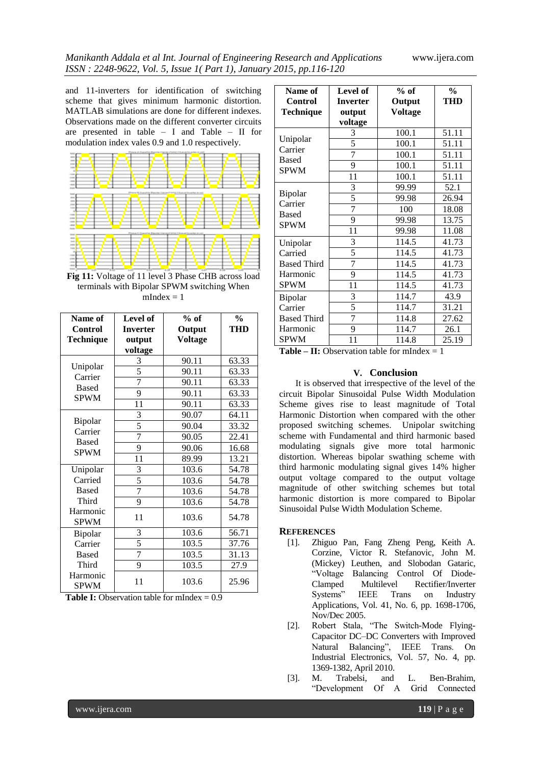and 11-inverters for identification of switching scheme that gives minimum harmonic distortion. MATLAB simulations are done for different indexes. Observations made on the different converter circuits are presented in table – I and Table – II for modulation index vales 0.9 and 1.0 respectively.

**Fig 11:** Voltage of 11 level 3 Phase CHB across load terminals with Bipolar SPWM switching When mIndex = 1

| Name of Control Technique | Level of Inverter output voltage | % of Output Voltage | % THD |
|---|---|---|---|
| Unipolar Carrier Based SPWM | 3 | 90.11 | 63.33 |
| | 5 | 90.11 | 63.33 |
| | 7 | 90.11 | 63.33 |
| | 9 | 90.11 | 63.33 |
| | 11 | 90.11 | 63.33 |
| Bipolar Carrier Based SPWM | 3 | 90.07 | 64.11 |
| | 5 | 90.04 | 33.32 |
| | 7 | 90.05 | 22.41 |
| | 9 | 90.06 | 16.68 |
| | 11 | 89.99 | 13.21 |
| Unipolar Carried Based Third Harmonic SPWM | 3 | 103.6 | 54.78 |
| | 5 | 103.6 | 54.78 |
| | 7 | 103.6 | 54.78 |
| | 9 | 103.6 | 54.78 |
| | 11 | 103.6 | 54.78 |
| Bipolar Carrier Based Third Harmonic SPWM | 3 | 103.6 | 56.71 |
| | 5 | 103.5 | 37.76 |
| | 7 | 103.5 | 31.13 |
| | 9 | 103.5 | 27.9 |
| | 11 | 103.6 | 25.96 |

**Table I:** Observation table for mIndex = 0.9

| Name of Control Technique | Level of Inverter output voltage | % of Output Voltage | % THD |
|---|---|---|---|
| Unipolar Carrier Based SPWM | 3 | 100.1 | 51.11 |
| | 5 | 100.1 | 51.11 |
| | 7 | 100.1 | 51.11 |
| | 9 | 100.1 | 51.11 |
| | 11 | 100.1 | 51.11 |
| Bipolar Carrier Based SPWM | 3 | 99.99 | 52.1 |
| | 5 | 99.98 | 26.94 |
| | 7 | 100 | 18.08 |
| | 9 | 99.98 | 13.75 |
| | 11 | 99.98 | 11.08 |
| Unipolar Carried Based Third Harmonic SPWM | 3 | 114.5 | 41.73 |
| | 5 | 114.5 | 41.73 |
| | 7 | 114.5 | 41.73 |
| | 9 | 114.5 | 41.73 |
| | 11 | 114.5 | 41.73 |
| Bipolar Carrier Based Third Harmonic SPWM | 3 | 114.7 | 43.9 |
| | 5 | 114.7 | 31.21 |
| | 7 | 114.8 | 27.62 |
| | 9 | 114.7 | 26.1 |
| | 11 | 114.8 | 25.19 |

**Table – II:** Observation table for mIndex = 1

## V. Conclusion

It is observed that irrespective of the level of the circuit Bipolar Sinusoidal Pulse Width Modulation Scheme gives rise to least magnitude of Total Harmonic Distortion when compared with the other proposed switching schemes. Unipolar switching scheme with Fundamental and third harmonic based modulating signals give more total harmonic distortion. Whereas bipolar swathing scheme with third harmonic modulating signal gives 14% higher output voltage compared to the output voltage magnitude of other switching schemes but total harmonic distortion is more compared to Bipolar Sinusoidal Pulse Width Modulation Scheme.

## REFERENCES

[1]. Zhiguo Pan, Fang Zheng Peng, Keith A. Corzine, Victor R. Stefanovic, John M. (Mickey) Leuthen, and Slobodan Gataric, "Voltage Balancing Control Of Diode-Clamped Multilevel Rectifier/Inverter Systems" IEEE Trans on Industry Applications, Vol. 41, No. 6, pp. 1698-1706, Nov/Dec 2005.

[2]. Robert Stala, "The Switch-Mode Flying-Capacitor DC–DC Converters with Improved Natural Balancing", IEEE Trans. On Industrial Electronics, Vol. 57, No. 4, pp. 1369-1382, April 2010.

[3]. M. Trabelsi, and L. Ben-Brahim, "Development Of A Grid Connected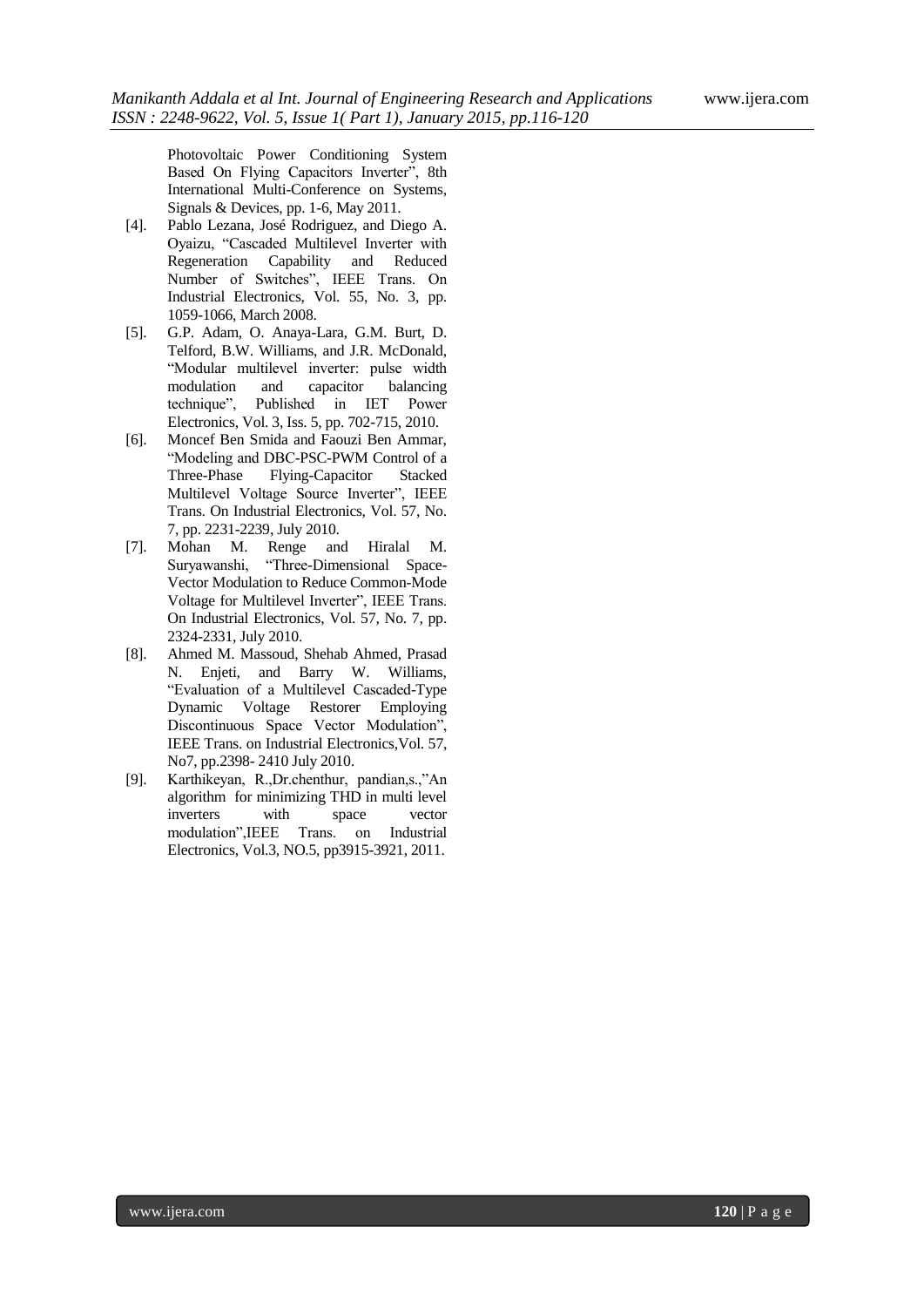Photovoltaic Power Conditioning System Based On Flying Capacitors Inverter", 8th International Multi-Conference on Systems, Signals & Devices, pp. 1-6, May 2011.

[4]. Pablo Lezana, José Rodriguez, and Diego A. Oyaizu, "Cascaded Multilevel Inverter with Regeneration Capability and Reduced Number of Switches", IEEE Trans. On Industrial Electronics, Vol. 55, No. 3, pp. 1059-1066, March 2008.

[5]. G.P. Adam, O. Anaya-Lara, G.M. Burt, D. Telford, B.W. Williams, and J.R. McDonald, "Modular multilevel inverter: pulse width modulation and capacitor balancing technique", Published in IET Power Electronics, Vol. 3, Iss. 5, pp. 702-715, 2010.

[6]. Moncef Ben Smida and Faouzi Ben Ammar, "Modeling and DBC-PSC-PWM Control of a Three-Phase Flying-Capacitor Stacked Multilevel Voltage Source Inverter", IEEE Trans. On Industrial Electronics, Vol. 57, No. 7, pp. 2231-2239, July 2010.

[7]. Mohan M. Renge and Hiralal M. Suryawanshi, "Three-Dimensional Space-Vector Modulation to Reduce Common-Mode Voltage for Multilevel Inverter", IEEE Trans. On Industrial Electronics, Vol. 57, No. 7, pp. 2324-2331, July 2010.

[8]. Ahmed M. Massoud, Shehab Ahmed, Prasad N. Enjeti, and Barry W. Williams, "Evaluation of a Multilevel Cascaded-Type Dynamic Voltage Restorer Employing Discontinuous Space Vector Modulation", IEEE Trans. on Industrial Electronics,Vol. 57, No7, pp.2398- 2410 July 2010.

[9]. Karthikeyan, R.,Dr.chenthur, pandian,s.,"An algorithm for minimizing THD in multi level inverters with space vector modulation",IEEE Trans. on Industrial Electronics, Vol.3, NO.5, pp3915-3921, 2011.